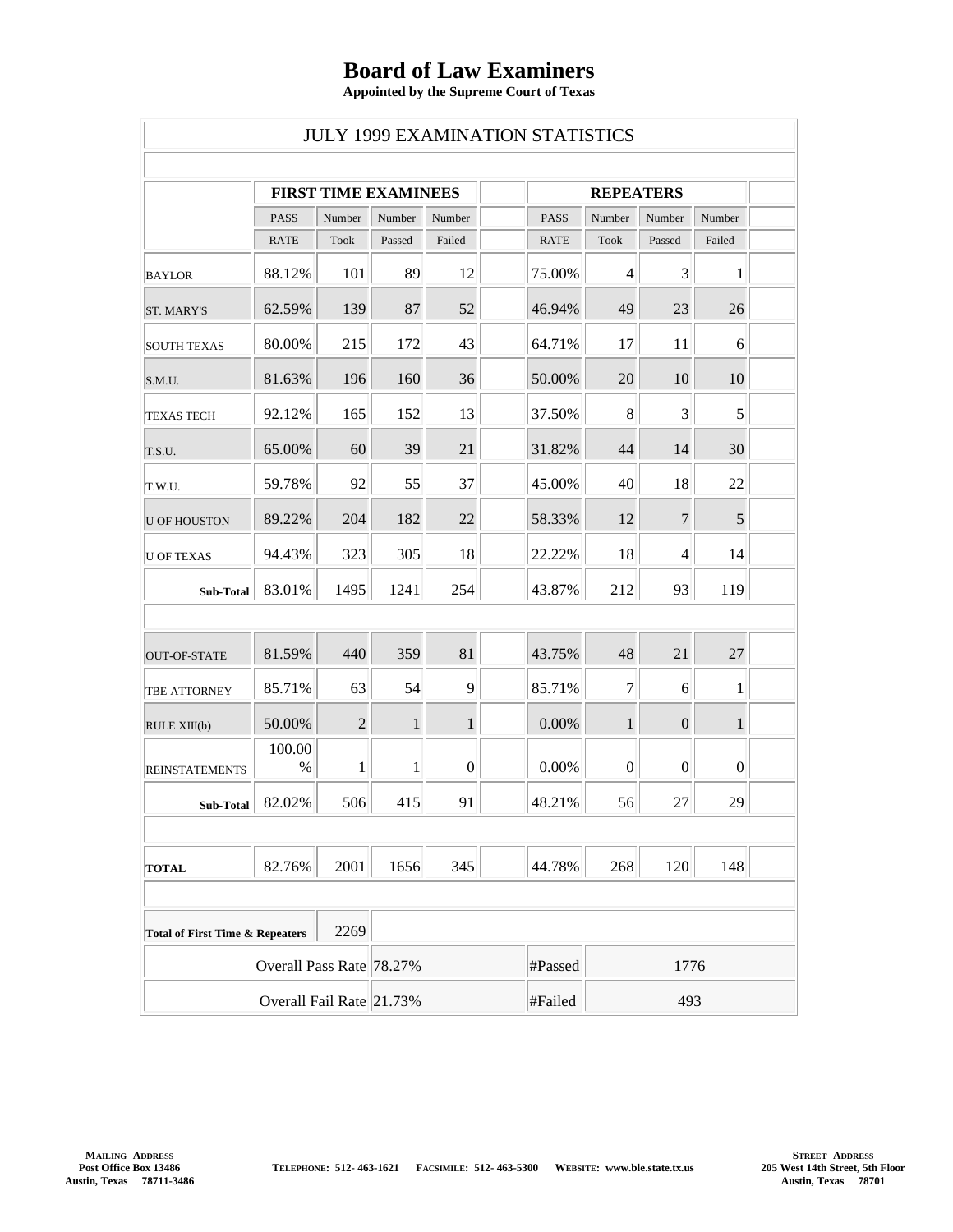# Board of Law Examiners

**Appointed by the Supreme Court of Texas**

## JULY 1999 EXAMINATION STATISTICS

| | FIRST TIME EXAMINEES | | | | REPEATERS | | | |
|---|---|---|---|---|---|---|---|---|
| | PASS RATE | Number Took | Number Passed | Number Failed | PASS RATE | Number Took | Number Passed | Number Failed |
| BAYLOR | 88.12% | 101 | 89 | 12 | 75.00% | 4 | 3 | 1 |
| ST. MARY'S | 62.59% | 139 | 87 | 52 | 46.94% | 49 | 23 | 26 |
| SOUTH TEXAS | 80.00% | 215 | 172 | 43 | 64.71% | 17 | 11 | 6 |
| S.M.U. | 81.63% | 196 | 160 | 36 | 50.00% | 20 | 10 | 10 |
| TEXAS TECH | 92.12% | 165 | 152 | 13 | 37.50% | 8 | 3 | 5 |
| T.S.U. | 65.00% | 60 | 39 | 21 | 31.82% | 44 | 14 | 30 |
| T.W.U. | 59.78% | 92 | 55 | 37 | 45.00% | 40 | 18 | 22 |
| U OF HOUSTON | 89.22% | 204 | 182 | 22 | 58.33% | 12 | 7 | 5 |
| U OF TEXAS | 94.43% | 323 | 305 | 18 | 22.22% | 18 | 4 | 14 |
| **Sub-Total** | 83.01% | 1495 | 1241 | 254 | 43.87% | 212 | 93 | 119 |
| | | | | | | | | |
| OUT-OF-STATE | 81.59% | 440 | 359 | 81 | 43.75% | 48 | 21 | 27 |
| TBE ATTORNEY | 85.71% | 63 | 54 | 9 | 85.71% | 7 | 6 | 1 |
| RULE XIII(b) | 50.00% | 2 | 1 | 1 | 0.00% | 1 | 0 | 1 |
| REINSTATEMENTS | 100.00 % | 1 | 1 | 0 | 0.00% | 0 | 0 | 0 |
| **Sub-Total** | 82.02% | 506 | 415 | 91 | 48.21% | 56 | 27 | 29 |
| | | | | | | | | |
| **TOTAL** | 82.76% | 2001 | 1656 | 345 | 44.78% | 268 | 120 | 148 |

| | | | |
|---|---|---|---|
| **Total of First Time & Repeaters** | 2269 | | |
| Overall Pass Rate | 78.27% | #Passed | 1776 |
| Overall Fail Rate | 21.73% | #Failed | 493 |

**MAILING ADDRESS**
Post Office Box 13486
Austin, Texas 78711-3486

**TELEPHONE:** 512- 463-1621 **FACSIMILE:** 512- 463-5300 **WEBSITE:** www.ble.state.tx.us

**STREET ADDRESS**
205 West 14th Street, 5th Floor
Austin, Texas 78701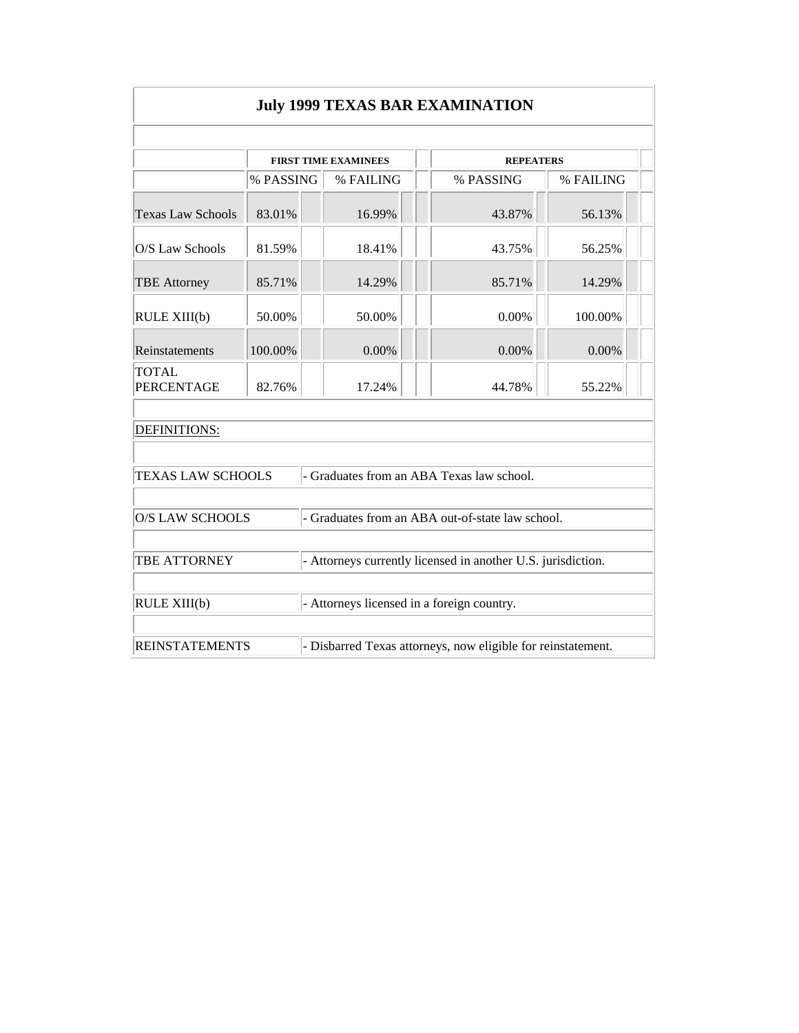# July 1999 TEXAS BAR EXAMINATION

| | FIRST TIME EXAMINEES | | REPEATERS | |
|---|---|---|---|---|
| | % PASSING | % FAILING | % PASSING | % FAILING |
| Texas Law Schools | 83.01% | 16.99% | 43.87% | 56.13% |
| O/S Law Schools | 81.59% | 18.41% | 43.75% | 56.25% |
| TBE Attorney | 85.71% | 14.29% | 85.71% | 14.29% |
| RULE XIII(b) | 50.00% | 50.00% | 0.00% | 100.00% |
| Reinstatements | 100.00% | 0.00% | 0.00% | 0.00% |
| TOTAL PERCENTAGE | 82.76% | 17.24% | 44.78% | 55.22% |

DEFINITIONS:

| | |
|---|---|
| TEXAS LAW SCHOOLS | - Graduates from an ABA Texas law school. |
| O/S LAW SCHOOLS | - Graduates from an ABA out-of-state law school. |
| TBE ATTORNEY | - Attorneys currently licensed in another U.S. jurisdiction. |
| RULE XIII(b) | - Attorneys licensed in a foreign country. |
| REINSTATEMENTS | - Disbarred Texas attorneys, now eligible for reinstatement. |